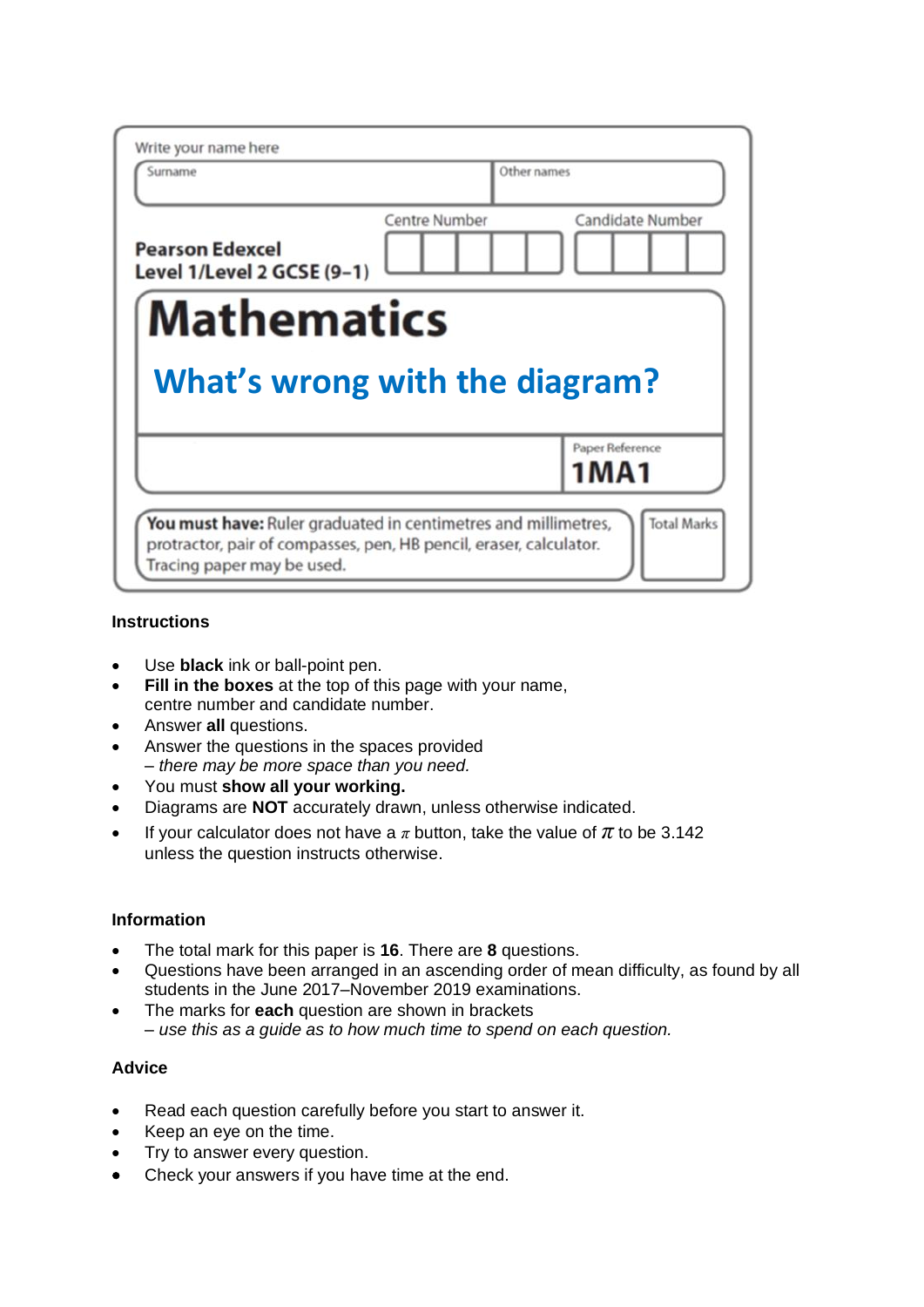Write your name here

| Surname | Other names |
|---|---|
| | |

**Pearson Edexcel**
**Level 1/Level 2 GCSE (9–1)**

| Centre Number | Candidate Number |
|---|---|
| | |

# Mathematics

## What's wrong with the diagram?

Paper Reference
**1MA1**

**You must have:** Ruler graduated in centimetres and millimetres, protractor, pair of compasses, pen, HB pencil, eraser, calculator. Tracing paper may be used.

Total Marks

### Instructions

- Use **black** ink or ball-point pen.
- **Fill in the boxes** at the top of this page with your name, centre number and candidate number.
- Answer **all** questions.
- Answer the questions in the spaces provided
  *– there may be more space than you need.*
- You must **show all your working.**
- Diagrams are **NOT** accurately drawn, unless otherwise indicated.
- If your calculator does not have a $\pi$ button, take the value of $\pi$ to be 3.142 unless the question instructs otherwise.

### Information

- The total mark for this paper is **16**. There are **8** questions.
- Questions have been arranged in an ascending order of mean difficulty, as found by all students in the June 2017–November 2019 examinations.
- The marks for **each** question are shown in brackets
  *– use this as a guide as to how much time to spend on each question.*

### Advice

- Read each question carefully before you start to answer it.
- Keep an eye on the time.
- Try to answer every question.
- Check your answers if you have time at the end.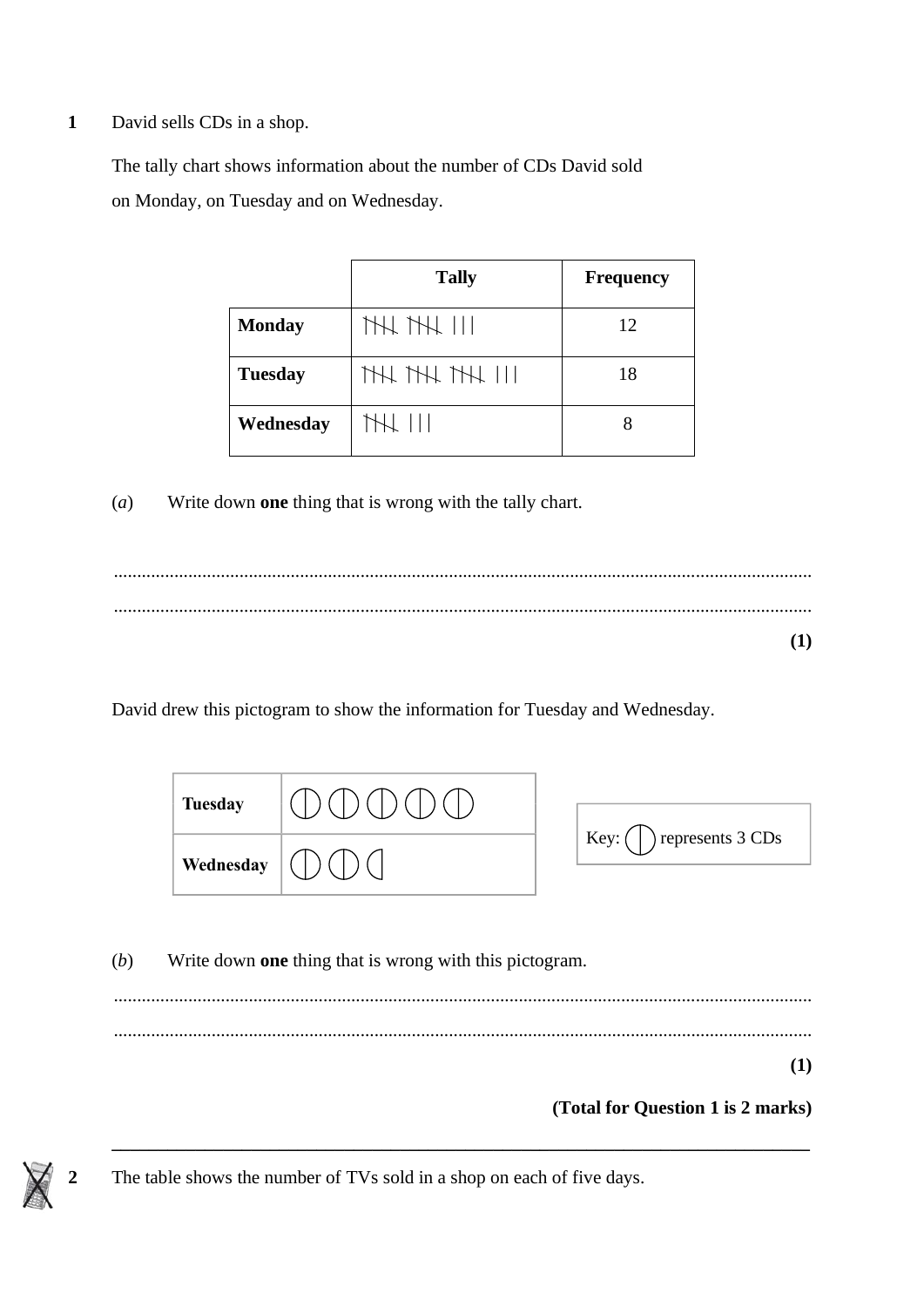**1** David sells CDs in a shop.

The tally chart shows information about the number of CDs David sold on Monday, on Tuesday and on Wednesday.

| | Tally | Frequency |
|---|---|---|
| **Monday** | 卌 卌 \|\|\| | 12 |
| **Tuesday** | 卌 卌 卌 \|\|\| | 18 |
| **Wednesday** | 卌 \|\|\| | 8 |

(*a*) Write down **one** thing that is wrong with the tally chart.

.....................................................................................................................................

.....................................................................................................................................

**(1)**

David drew this pictogram to show the information for Tuesday and Wednesday.

| | |
|---|---|
| **Tuesday** | ◯ ◯ ◯ ◯ ◯ |
| **Wednesday** | ◯ ◯ ◖ |

Key: ◯ represents 3 CDs

(*b*) Write down **one** thing that is wrong with this pictogram.

.....................................................................................................................................

.....................................................................................................................................

**(1)**

**(Total for Question 1 is 2 marks)**

---

**2** The table shows the number of TVs sold in a shop on each of five days.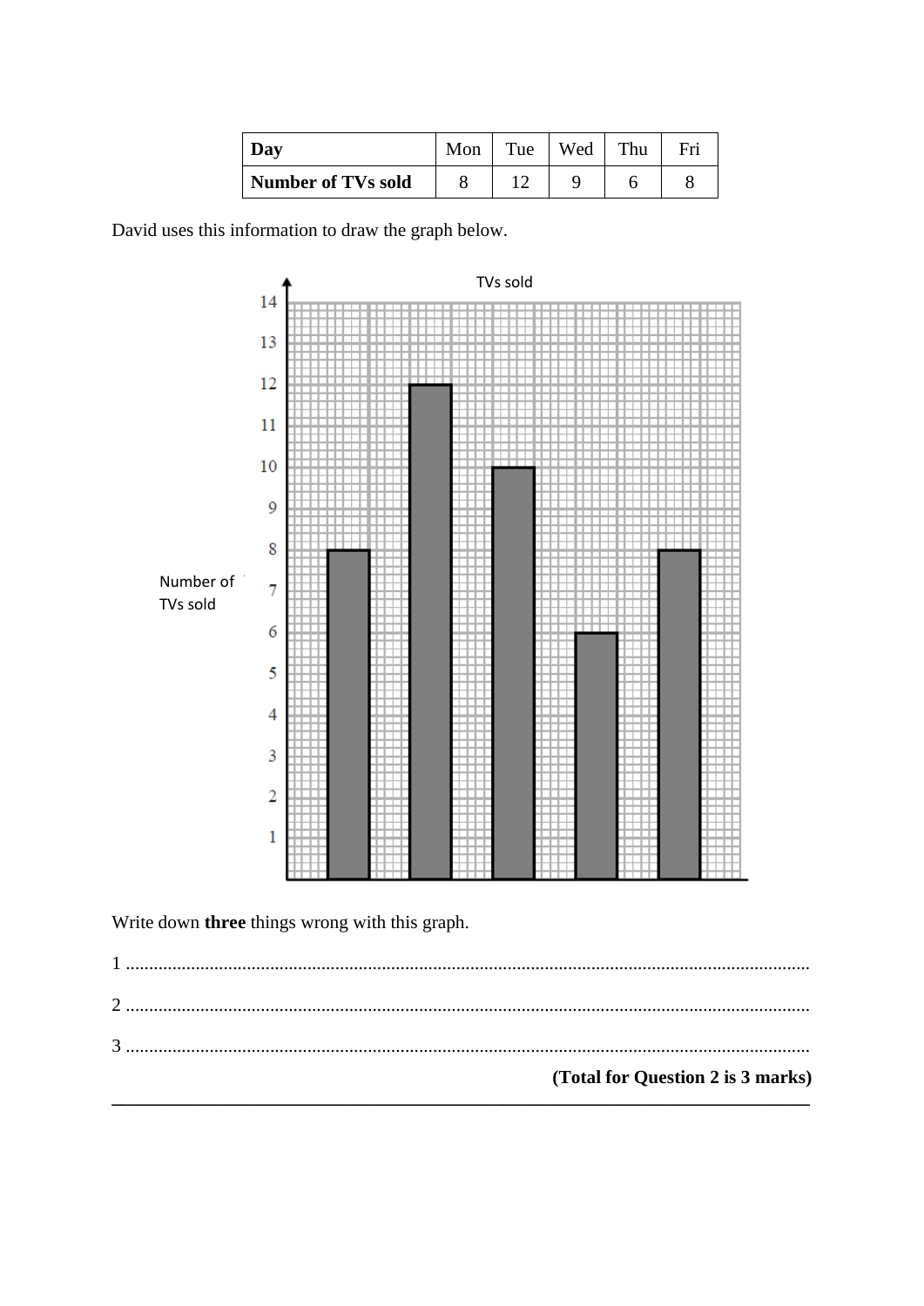| **Day** | Mon | Tue | Wed | Thu | Fri |
|---|---|---|---|---|---|
| **Number of TVs sold** | 8 | 12 | 9 | 6 | 8 |

David uses this information to draw the graph below.

Write down **three** things wrong with this graph.

1 ..........................................................................................................................................

2 ..........................................................................................................................................

3 ..........................................................................................................................................

**(Total for Question 2 is 3 marks)**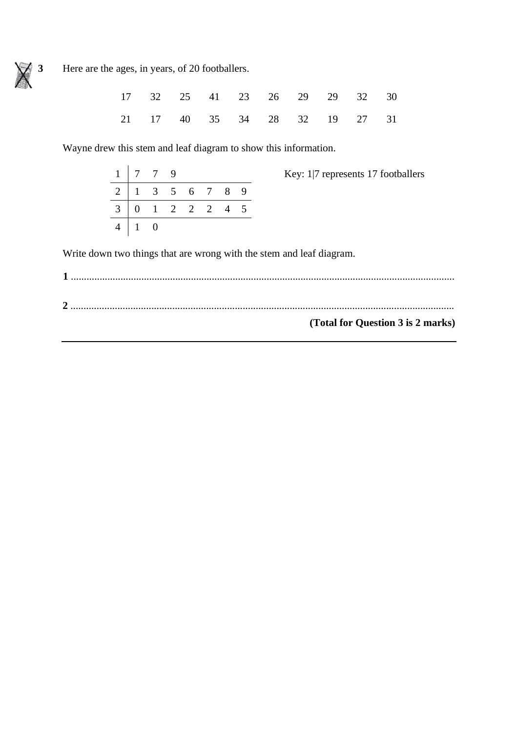**3** Here are the ages, in years, of 20 footballers.

| 17 | 32 | 25 | 41 | 23 | 26 | 29 | 29 | 32 | 30 |
|---|---|---|---|---|---|---|---|---|---|
| 21 | 17 | 40 | 35 | 34 | 28 | 32 | 19 | 27 | 31 |

Wayne drew this stem and leaf diagram to show this information.

| | | | | | | | |
|---|---|---|---|---|---|---|---|
| 1 | 7 | 7 | 9 | | | | |
| 2 | 1 | 3 | 5 | 6 | 7 | 8 | 9 |
| 3 | 0 | 1 | 2 | 2 | 2 | 4 | 5 |
| 4 | 1 | 0 | | | | | |

Key: 1|7 represents 17 footballers

Write down two things that are wrong with the stem and leaf diagram.

**1** ..................................................................................................................................................

**2** ..................................................................................................................................................

**(Total for Question 3 is 2 marks)**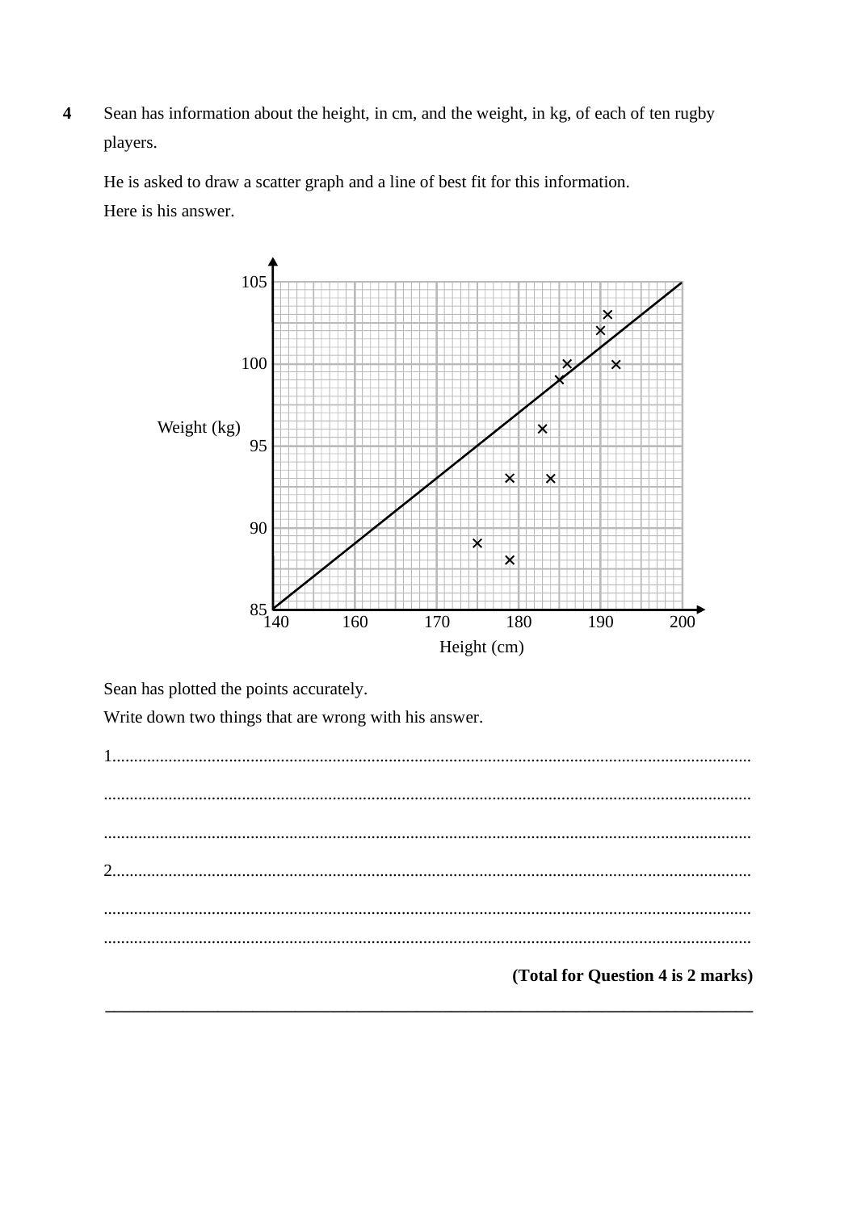**4** Sean has information about the height, in cm, and the weight, in kg, of each of ten rugby players.

He is asked to draw a scatter graph and a line of best fit for this information.

Here is his answer.

Sean has plotted the points accurately.

Write down two things that are wrong with his answer.

1..............................................................................................................................................

..............................................................................................................................................

..............................................................................................................................................

2..............................................................................................................................................

..............................................................................................................................................

..............................................................................................................................................

**(Total for Question 4 is 2 marks)**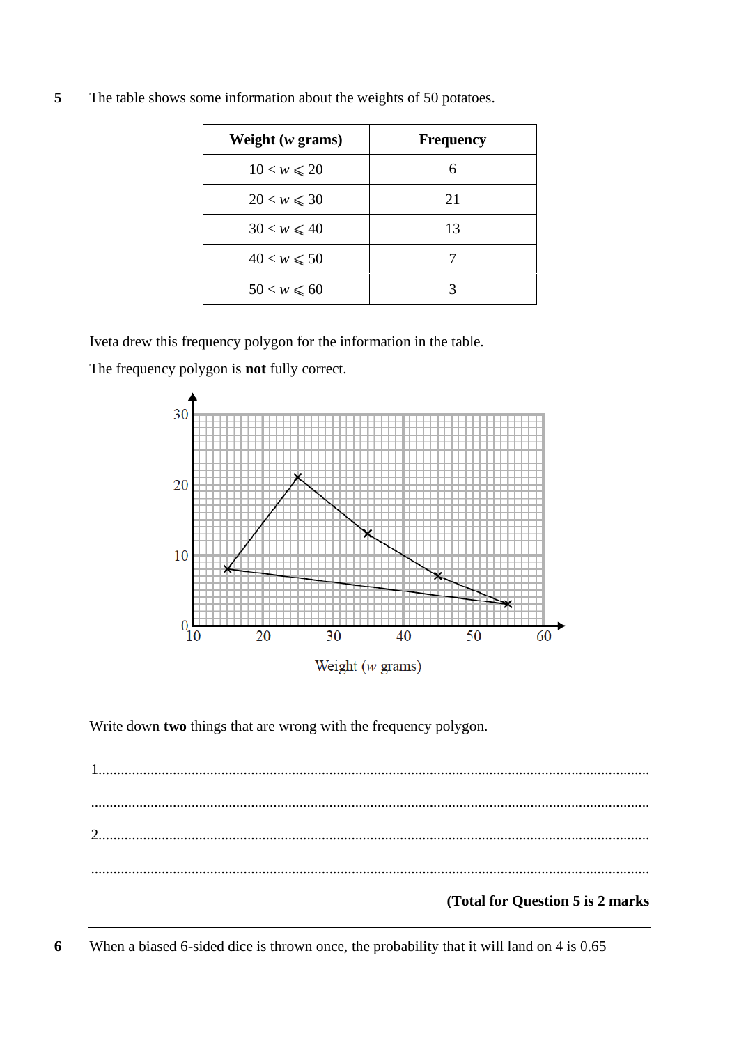**5** The table shows some information about the weights of 50 potatoes.

| Weight ($w$ grams) | Frequency |
|---|---|
| $10 < w \leqslant 20$ | 6 |
| $20 < w \leqslant 30$ | 21 |
| $30 < w \leqslant 40$ | 13 |
| $40 < w \leqslant 50$ | 7 |
| $50 < w \leqslant 60$ | 3 |

Iveta drew this frequency polygon for the information in the table.

The frequency polygon is **not** fully correct.

Write down **two** things that are wrong with the frequency polygon.

1.......................................................................................................................................

.......................................................................................................................................

2.......................................................................................................................................

.......................................................................................................................................

**(Total for Question 5 is 2 marks)**

---

**6** When a biased 6-sided dice is thrown once, the probability that it will land on 4 is 0.65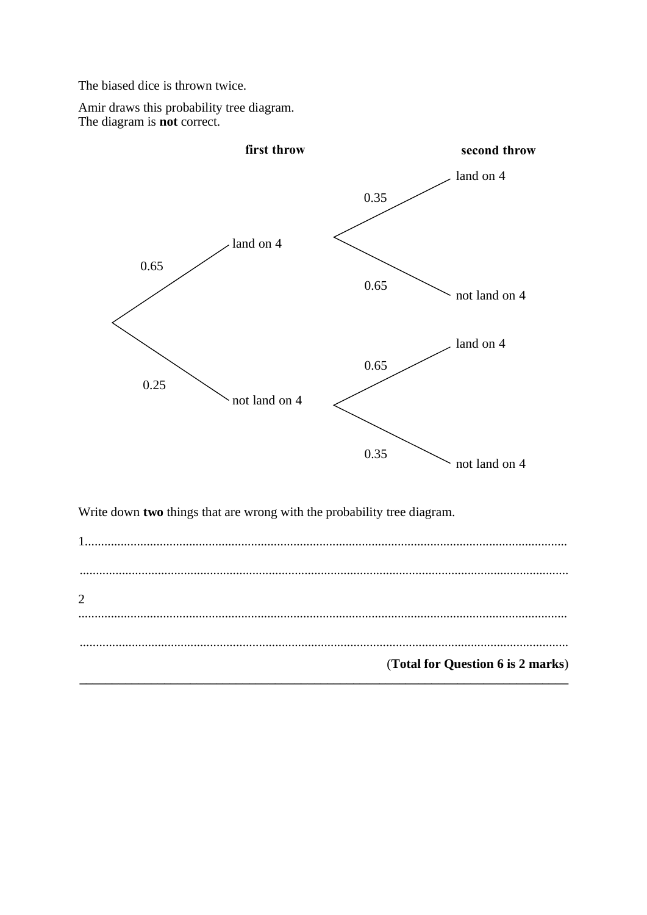The biased dice is thrown twice.

Amir draws this probability tree diagram.
The diagram is **not** correct.

| | **first throw** | | **second throw** |
|---|---|---|---|
| 0.65 | land on 4 | 0.35 | land on 4 |
| | | 0.65 | not land on 4 |
| 0.25 | not land on 4 | 0.65 | land on 4 |
| | | 0.35 | not land on 4 |

Write down **two** things that are wrong with the probability tree diagram.

1.......................................................................................................................................

.......................................................................................................................................

2
.......................................................................................................................................

.......................................................................................................................................

(**Total for Question 6 is 2 marks**)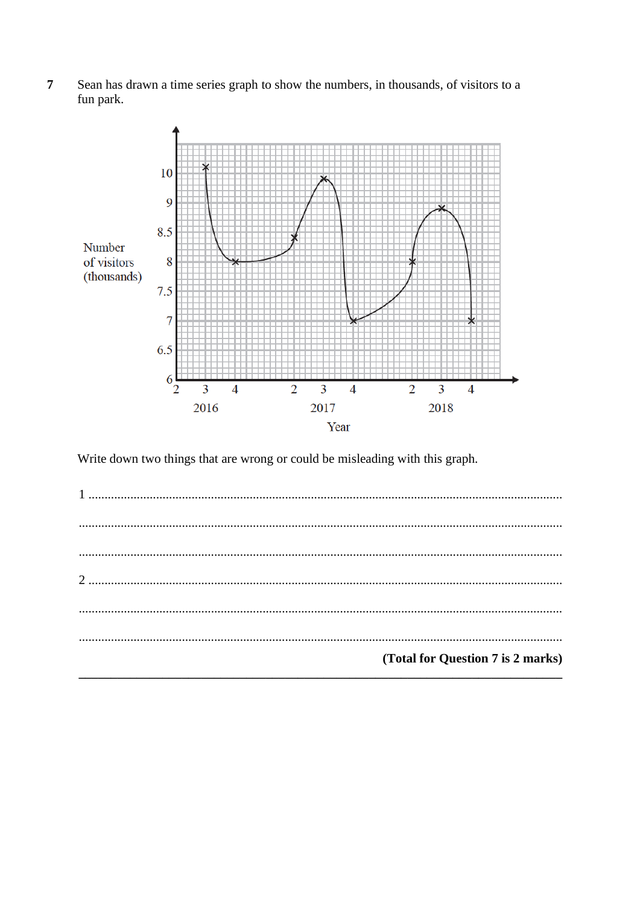**7** Sean has drawn a time series graph to show the numbers, in thousands, of visitors to a fun park.

Write down two things that are wrong or could be misleading with this graph.

1 ..........................................................................................................................................

..........................................................................................................................................

..........................................................................................................................................

2 ..........................................................................................................................................

..........................................................................................................................................

..........................................................................................................................................

**(Total for Question 7 is 2 marks)**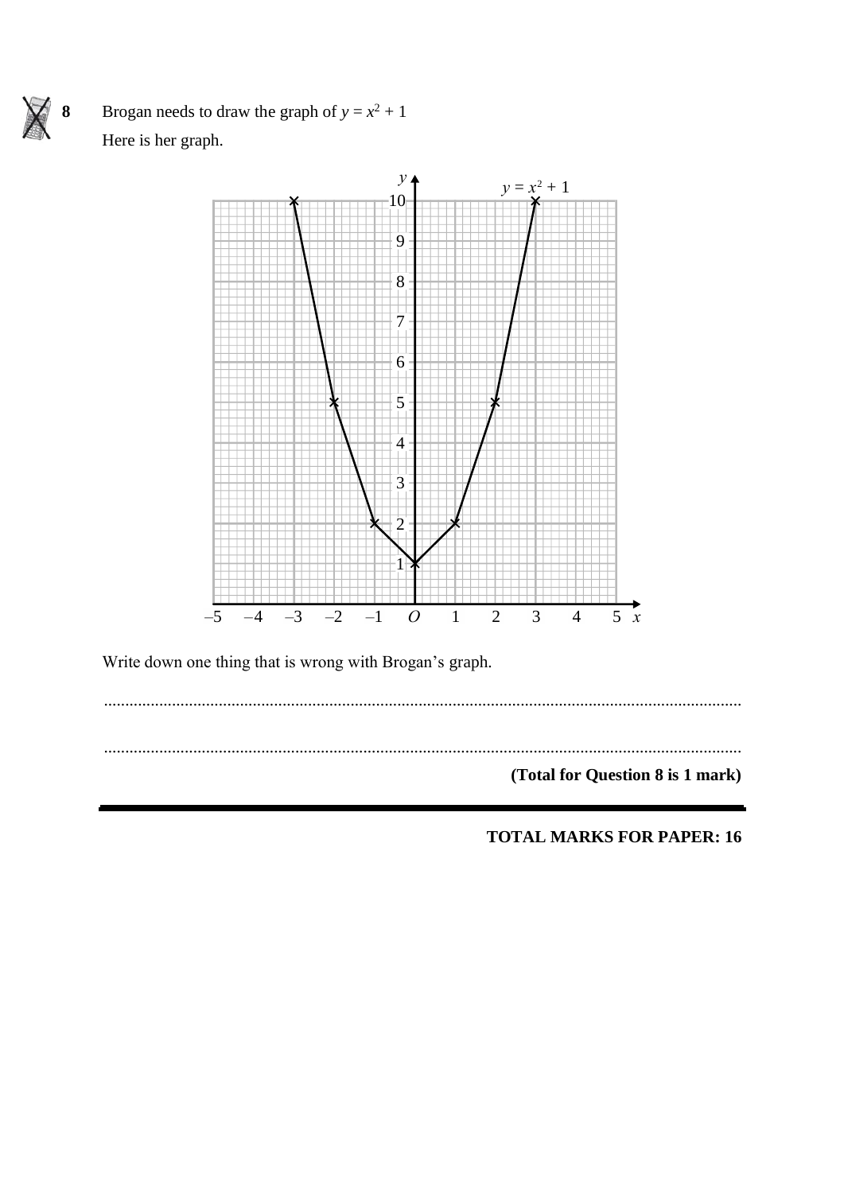**8** Brogan needs to draw the graph of $y = x^2 + 1$

Here is her graph.

$y$

$y = x^2 + 1$

10
9
8
7
6
5
4
3
2
1

–5 –4 –3 –2 –1 $O$ 1 2 3 4 5 $x$

Write down one thing that is wrong with Brogan's graph.

.......................................................................................................................................................

.......................................................................................................................................................

**(Total for Question 8 is 1 mark)**

---

**TOTAL MARKS FOR PAPER: 16**